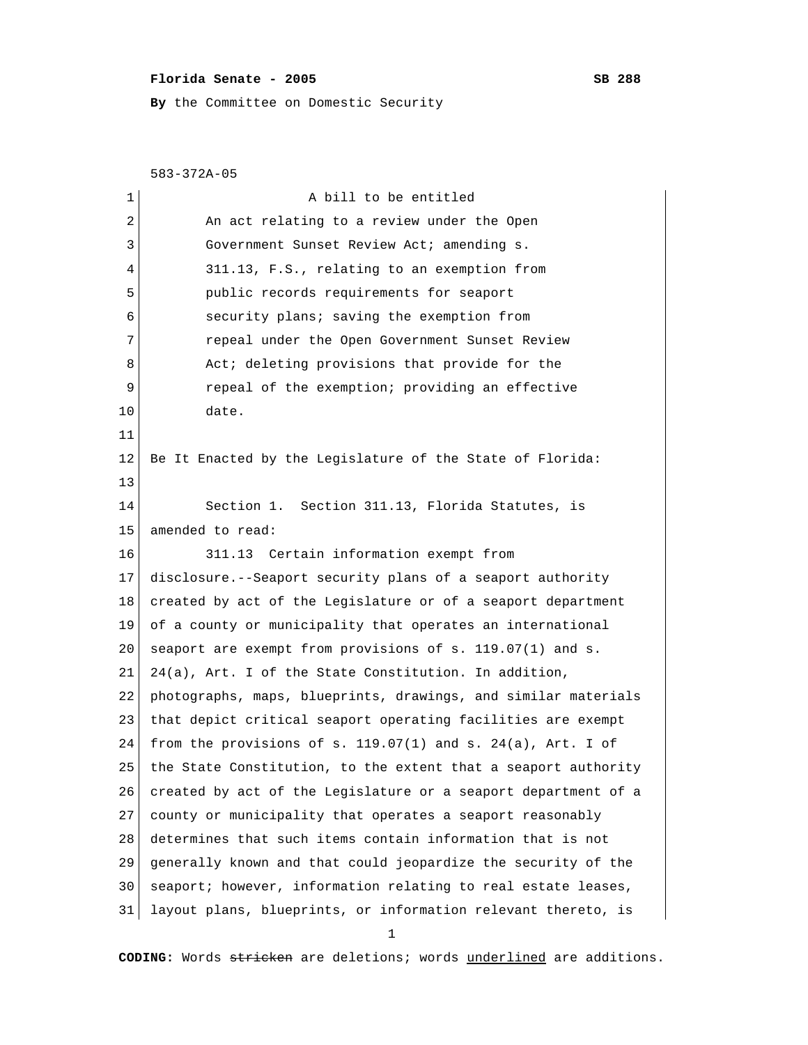**Florida Senate - 2005** **SB 288**

**By** the Committee on Domestic Security

583-372A-05

A bill to be entitled

An act relating to a review under the Open Government Sunset Review Act; amending s. 311.13, F.S., relating to an exemption from public records requirements for seaport security plans; saving the exemption from repeal under the Open Government Sunset Review Act; deleting provisions that provide for the repeal of the exemption; providing an effective date.

Be It Enacted by the Legislature of the State of Florida:

Section 1. Section 311.13, Florida Statutes, is amended to read:

311.13 Certain information exempt from disclosure.--Seaport security plans of a seaport authority created by act of the Legislature or of a seaport department of a county or municipality that operates an international seaport are exempt from provisions of s. 119.07(1) and s. 24(a), Art. I of the State Constitution. In addition, photographs, maps, blueprints, drawings, and similar materials that depict critical seaport operating facilities are exempt from the provisions of s. 119.07(1) and s. 24(a), Art. I of the State Constitution, to the extent that a seaport authority created by act of the Legislature or a seaport department of a county or municipality that operates a seaport reasonably determines that such items contain information that is not generally known and that could jeopardize the security of the seaport; however, information relating to real estate leases, layout plans, blueprints, or information relevant thereto, is

**CODING:** Words ~~stricken~~ are deletions; words <u>underlined</u> are additions.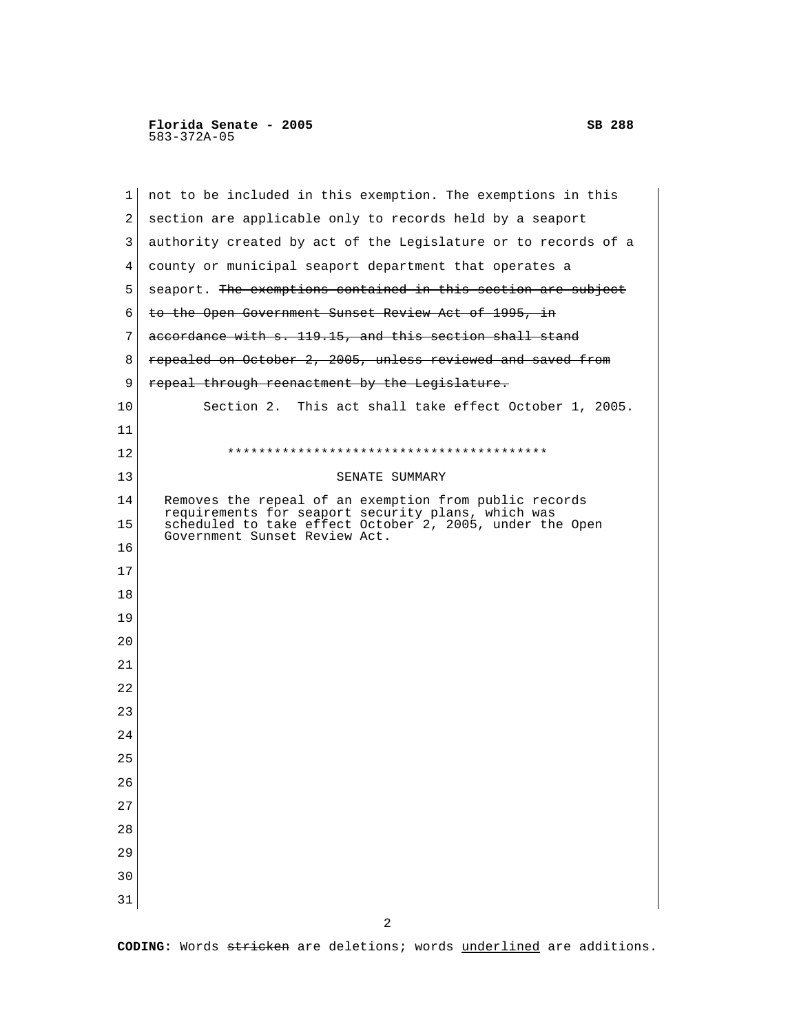not to be included in this exemption. The exemptions in this section are applicable only to records held by a seaport authority created by act of the Legislature or to records of a county or municipal seaport department that operates a seaport. ~~The exemptions contained in this section are subject to the Open Government Sunset Review Act of 1995, in accordance with s. 119.15, and this section shall stand repealed on October 2, 2005, unless reviewed and saved from repeal through reenactment by the Legislature.~~

Section 2. This act shall take effect October 1, 2005.

*****************************************

SENATE SUMMARY

Removes the repeal of an exemption from public records requirements for seaport security plans, which was scheduled to take effect October 2, 2005, under the Open Government Sunset Review Act.

**CODING:** Words ~~stricken~~ are deletions; words <u>underlined</u> are additions.